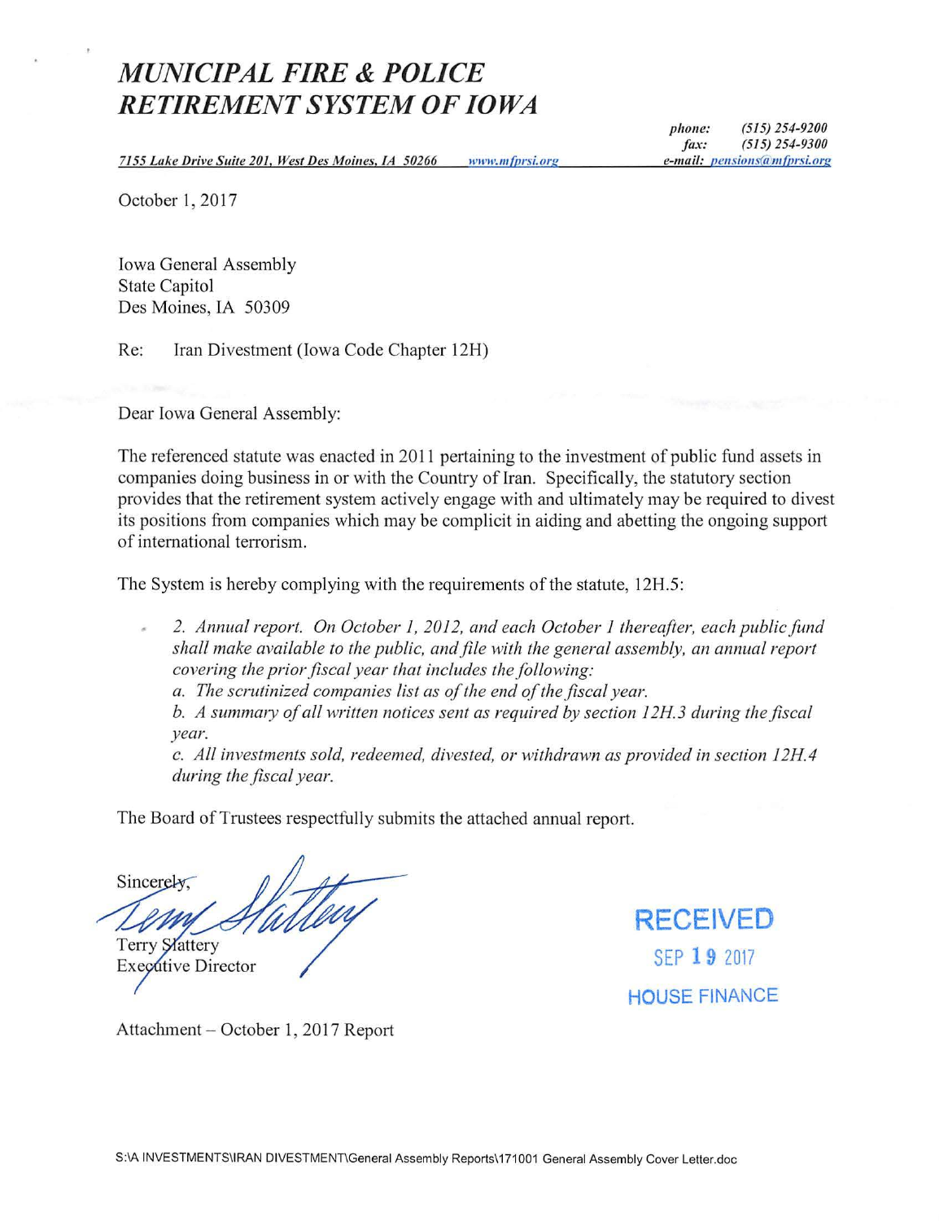# *MUNICIPAL FIRE & POLICE RETIREMENT SYSTEM OF IOWA*

*7155 Lake Drive Suite 201, West Des Moines, IA 50266* *www.mfprsi.org*

*phone:* *(515) 254-9200*
*fax:* *(515) 254-9300*
*e-mail:* *pensions@mfprsi.org*

October 1, 2017

Iowa General Assembly
State Capitol
Des Moines, IA 50309

Re: Iran Divestment (Iowa Code Chapter 12H)

Dear Iowa General Assembly:

The referenced statute was enacted in 2011 pertaining to the investment of public fund assets in companies doing business in or with the Country of Iran. Specifically, the statutory section provides that the retirement system actively engage with and ultimately may be required to divest its positions from companies which may be complicit in aiding and abetting the ongoing support of international terrorism.

The System is hereby complying with the requirements of the statute, 12H.5:

> *2. Annual report. On October 1, 2012, and each October 1 thereafter, each public fund shall make available to the public, and file with the general assembly, an annual report covering the prior fiscal year that includes the following:*
>
> *a. The scrutinized companies list as of the end of the fiscal year.*
>
> *b. A summary of all written notices sent as required by section 12H.3 during the fiscal year.*
>
> *c. All investments sold, redeemed, divested, or withdrawn as provided in section 12H.4 during the fiscal year.*

The Board of Trustees respectfully submits the attached annual report.

Sincerely,

Terry Slattery
Executive Director

RECEIVED
SEP 19 2017
HOUSE FINANCE

Attachment – October 1, 2017 Report

S:\A INVESTMENTS\IRAN DIVESTMENT\General Assembly Reports\171001 General Assembly Cover Letter.doc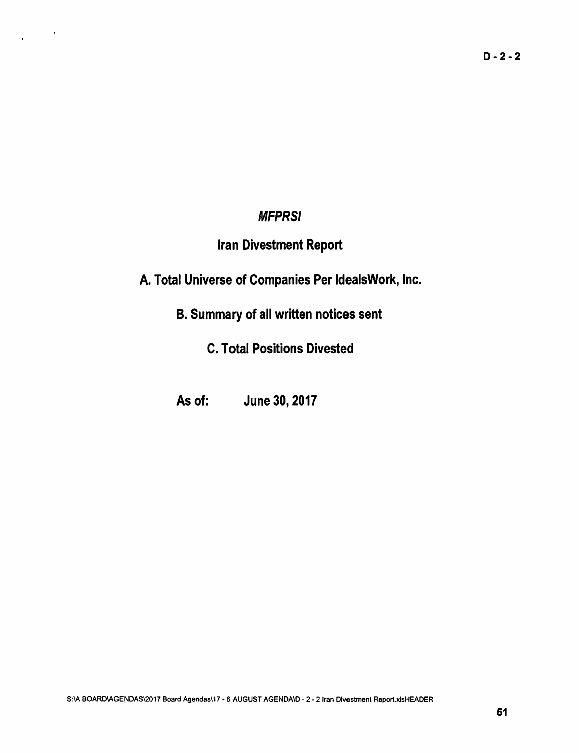D - 2 - 2

# *MFPRSI*

## Iran Divestment Report

## A. Total Universe of Companies Per IdealsWork, Inc.

## B. Summary of all written notices sent

## C. Total Positions Divested

**As of: June 30, 2017**

S:\A BOARD\AGENDAS\2017 Board Agendas\17 - 6 AUGUST AGENDA\D - 2 - 2 Iran Divestment Report.xlsHEADER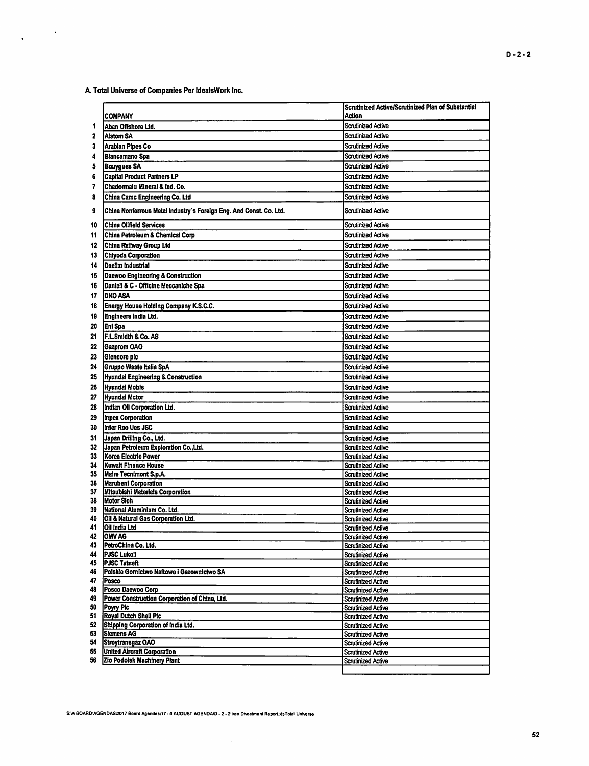D-2-2

## A. Total Universe of Companies Per IdealsWork Inc.

| | COMPANY | Scrutinized Active/Scrutinized Plan of Substantial Action |
|---|---|---|
| 1 | Aban Offshore Ltd. | Scrutinized Active |
| 2 | Alstom SA | Scrutinized Active |
| 3 | Arabian Pipes Co | Scrutinized Active |
| 4 | Biancamano Spa | Scrutinized Active |
| 5 | Bouygues SA | Scrutinized Active |
| 6 | Capital Product Partners LP | Scrutinized Active |
| 7 | Chadormalu Mineral & Ind. Co. | Scrutinized Active |
| 8 | China Camc Engineering Co. Ltd | Scrutinized Active |
| 9 | China Nonferrous Metal Industry's Foreign Eng. And Const. Co. Ltd. | Scrutinized Active |
| 10 | China Oilfield Services | Scrutinized Active |
| 11 | China Petroleum & Chemical Corp | Scrutinized Active |
| 12 | China Railway Group Ltd | Scrutinized Active |
| 13 | Chiyoda Corporation | Scrutinized Active |
| 14 | Daelim Industrial | Scrutinized Active |
| 15 | Daewoo Engineering & Construction | Scrutinized Active |
| 16 | Danieli & C - Officine Meccaniche Spa | Scrutinized Active |
| 17 | DNO ASA | Scrutinized Active |
| 18 | Energy House Holding Company K.S.C.C. | Scrutinized Active |
| 19 | Engineers India Ltd. | Scrutinized Active |
| 20 | Eni Spa | Scrutinized Active |
| 21 | F.L.Smidth & Co. AS | Scrutinized Active |
| 22 | Gazprom OAO | Scrutinized Active |
| 23 | Glencore plc | Scrutinized Active |
| 24 | Gruppo Waste Italia SpA | Scrutinized Active |
| 25 | Hyundai Engineering & Construction | Scrutinized Active |
| 26 | Hyundai Mobis | Scrutinized Active |
| 27 | Hyundai Motor | Scrutinized Active |
| 28 | Indian Oil Corporation Ltd. | Scrutinized Active |
| 29 | Inpex Corporation | Scrutinized Active |
| 30 | Inter Rao Ues JSC | Scrutinized Active |
| 31 | Japan Drilling Co., Ltd. | Scrutinized Active |
| 32 | Japan Petroleum Exploration Co.,Ltd. | Scrutinized Active |
| 33 | Korea Electric Power | Scrutinized Active |
| 34 | Kuwait Finance House | Scrutinized Active |
| 35 | Maire Tecnimont S.p.A. | Scrutinized Active |
| 36 | Marubeni Corporation | Scrutinized Active |
| 37 | Mitsubishi Materials Corporation | Scrutinized Active |
| 38 | Motor Sich | Scrutinized Active |
| 39 | National Aluminium Co. Ltd. | Scrutinized Active |
| 40 | Oil & Natural Gas Corporation Ltd. | Scrutinized Active |
| 41 | Oil India Ltd | Scrutinized Active |
| 42 | OMV AG | Scrutinized Active |
| 43 | PetroChina Co. Ltd. | Scrutinized Active |
| 44 | PJSC Lukoil | Scrutinized Active |
| 45 | PJSC Tatneft | Scrutinized Active |
| 46 | Polskie Gornictwo Naftowe i Gazownictwo SA | Scrutinized Active |
| 47 | Posco | Scrutinized Active |
| 48 | Posco Daewoo Corp | Scrutinized Active |
| 49 | Power Construction Corporation of China, Ltd. | Scrutinized Active |
| 50 | Poyry Plc | Scrutinized Active |
| 51 | Royal Dutch Shell Plc | Scrutinized Active |
| 52 | Shipping Corporation of India Ltd. | Scrutinized Active |
| 53 | Siemens AG | Scrutinized Active |
| 54 | Stroytransgaz OAO | Scrutinized Active |
| 55 | United Aircraft Corporation | Scrutinized Active |
| 56 | Zio Podolsk Machinery Plant | Scrutinized Active |

S:\A BOARD\AGENDAS\2017 Board Agendas\17 - 6 AUGUST AGENDA\D - 2 - 2 Iran Divestment Report.xlsTotal Universe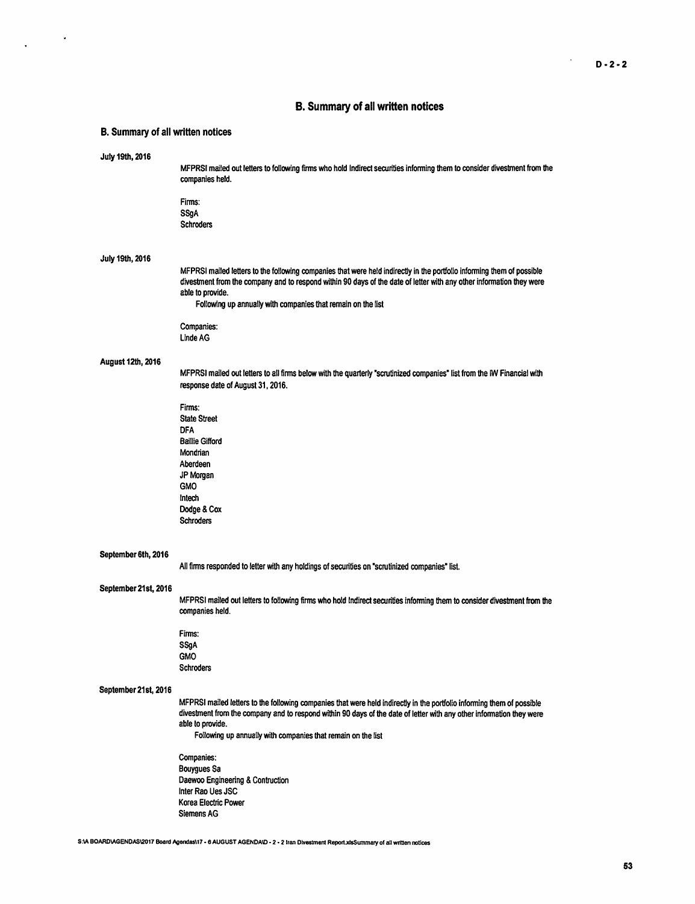## B. Summary of all written notices

### B. Summary of all written notices

**July 19th, 2016**

MFPRSI mailed out letters to following firms who hold Indirect securities informing them to consider divestment from the companies held.

Firms:
SSgA
Schroders

**July 19th, 2016**

MFPRSI mailed letters to the following companies that were held indirectly in the portfolio informing them of possible divestment from the company and to respond within 90 days of the date of letter with any other information they were able to provide.
Following up annually with companies that remain on the list

Companies:
Linde AG

**August 12th, 2016**

MFPRSI mailed out letters to all firms below with the quarterly "scrutinized companies" list from the IW Financial with response date of August 31, 2016.

Firms:
State Street
DFA
Baillie Gifford
Mondrian
Aberdeen
JP Morgan
GMO
Intech
Dodge & Cox
Schroders

**September 6th, 2016**

All firms responded to letter with any holdings of securities on "scrutinized companies" list.

**September 21st, 2016**

MFPRSI mailed out letters to following firms who hold Indirect securities informing them to consider divestment from the companies held.

Firms:
SSgA
GMO
Schroders

**September 21st, 2016**

MFPRSI mailed letters to the following companies that were held indirectly in the portfolio informing them of possible divestment from the company and to respond within 90 days of the date of letter with any other information they were able to provide.
Following up annually with companies that remain on the list

Companies:
Bouygues Sa
Daewoo Engineering & Contruction
Inter Rao Ues JSC
Korea Electric Power
Siemens AG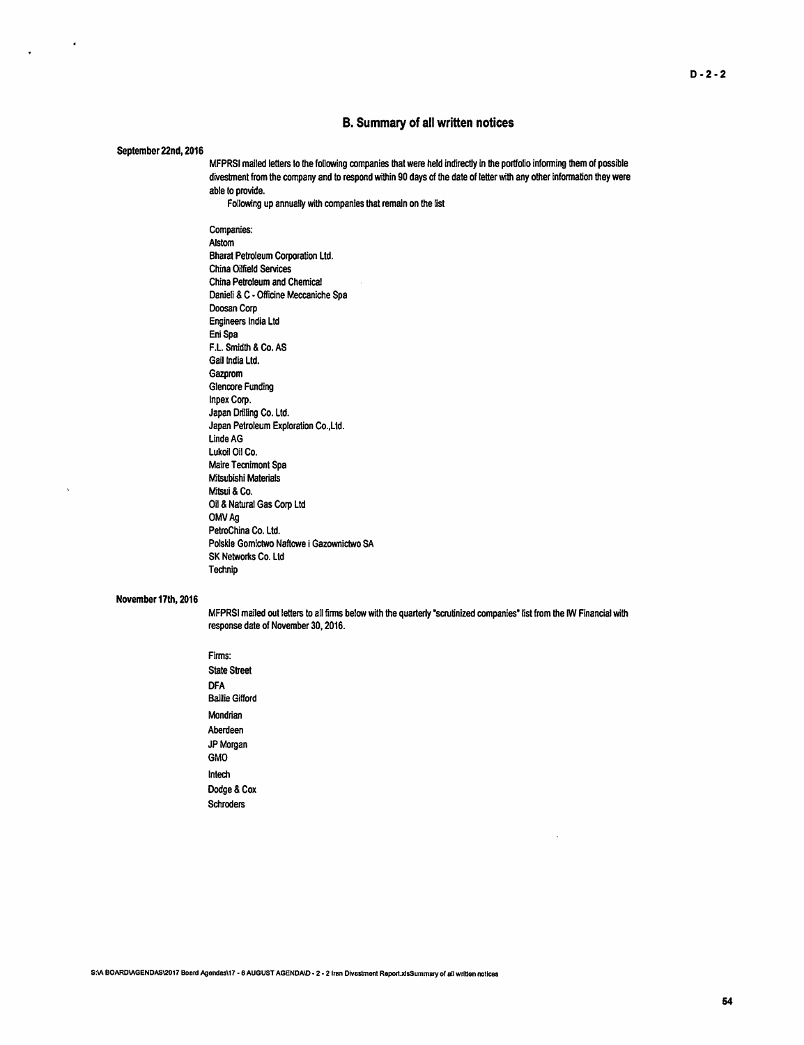D - 2 - 2

## B. Summary of all written notices

**September 22nd, 2016**

MFPRSI mailed letters to the following companies that were held indirectly in the portfolio informing them of possible divestment from the company and to respond within 90 days of the date of letter with any other information they were able to provide.

Following up annually with companies that remain on the list

Companies:
Alstom
Bharat Petroleum Corporation Ltd.
China Oilfield Services
China Petroleum and Chemical
Danieli & C - Officine Meccaniche Spa
Doosan Corp
Engineers India Ltd
Eni Spa
F.L. Smidth & Co. AS
Gail India Ltd.
Gazprom
Glencore Funding
Inpex Corp.
Japan Drilling Co. Ltd.
Japan Petroleum Exploration Co.,Ltd.
Linde AG
Lukoil Oil Co.
Maire Tecnimont Spa
Mitsubishi Materials
Mitsui & Co.
Oil & Natural Gas Corp Ltd
OMV Ag
PetroChina Co. Ltd.
Polskie Gornictwo Naftowe i Gazownictwo SA
SK Networks Co. Ltd
Technip

**November 17th, 2016**

MFPRSI mailed out letters to all firms below with the quarterly "scrutinized companies" list from the IW Financial with response date of November 30, 2016.

Firms:
State Street
DFA
Baillie Gifford
Mondrian
Aberdeen
JP Morgan
GMO
Intech
Dodge & Cox
Schroders

S:\A BOARD\AGENDAS\2017 Board Agendas\17 - 6 AUGUST AGENDA\D - 2 - 2 Iran Divestment Report.xlsSummary of all written notices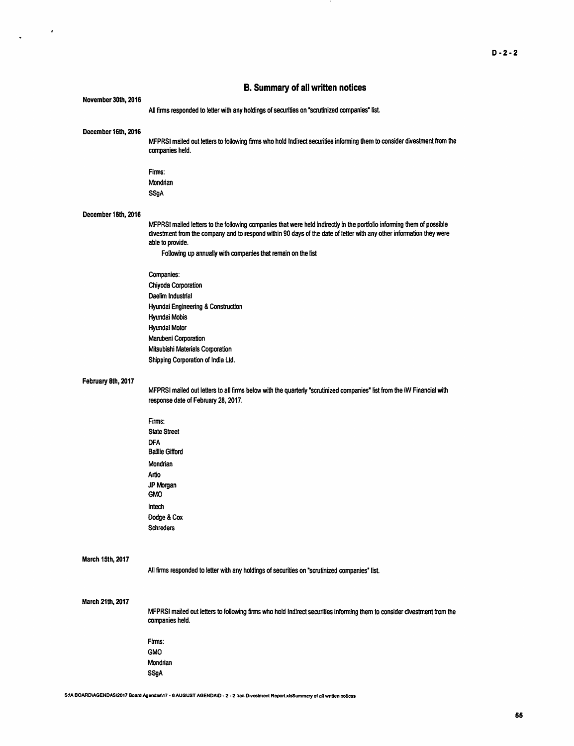## B. Summary of all written notices

**November 30th, 2016**

All firms responded to letter with any holdings of securities on "scrutinized companies" list.

**December 16th, 2016**

MFPRSI mailed out letters to following firms who hold Indirect securities informing them to consider divestment from the companies held.

Firms:
Mondrian
SSgA

**December 16th, 2016**

MFPRSI mailed letters to the following companies that were held indirectly in the portfolio informing them of possible divestment from the company and to respond within 90 days of the date of letter with any other information they were able to provide.

Following up annually with companies that remain on the list

Companies:
Chiyoda Corporation
Daelim Industrial
Hyundai Engineering & Construction
Hyundai Mobis
Hyundai Motor
Marubeni Corporation
Mitsubishi Materials Corporation
Shipping Corporation of India Ltd.

**February 8th, 2017**

MFPRSI mailed out letters to all firms below with the quarterly "scrutinized companies" list from the IW Financial with response date of February 28, 2017.

Firms:
State Street
DFA
Baillie Gifford
Mondrian
Artio
JP Morgan
GMO
Intech
Dodge & Cox
Schroders

**March 15th, 2017**

All firms responded to letter with any holdings of securities on "scrutinized companies" list.

**March 21th, 2017**

MFPRSI mailed out letters to following firms who hold Indirect securities informing them to consider divestment from the companies held.

Firms:
GMO
Mondrian
SSgA

S:\A BOARD\AGENDAS\2017 Board Agendas\17 - 6 AUGUST AGENDA\D - 2 - 2 Iran Divestment Report.xlsSummary of all written notices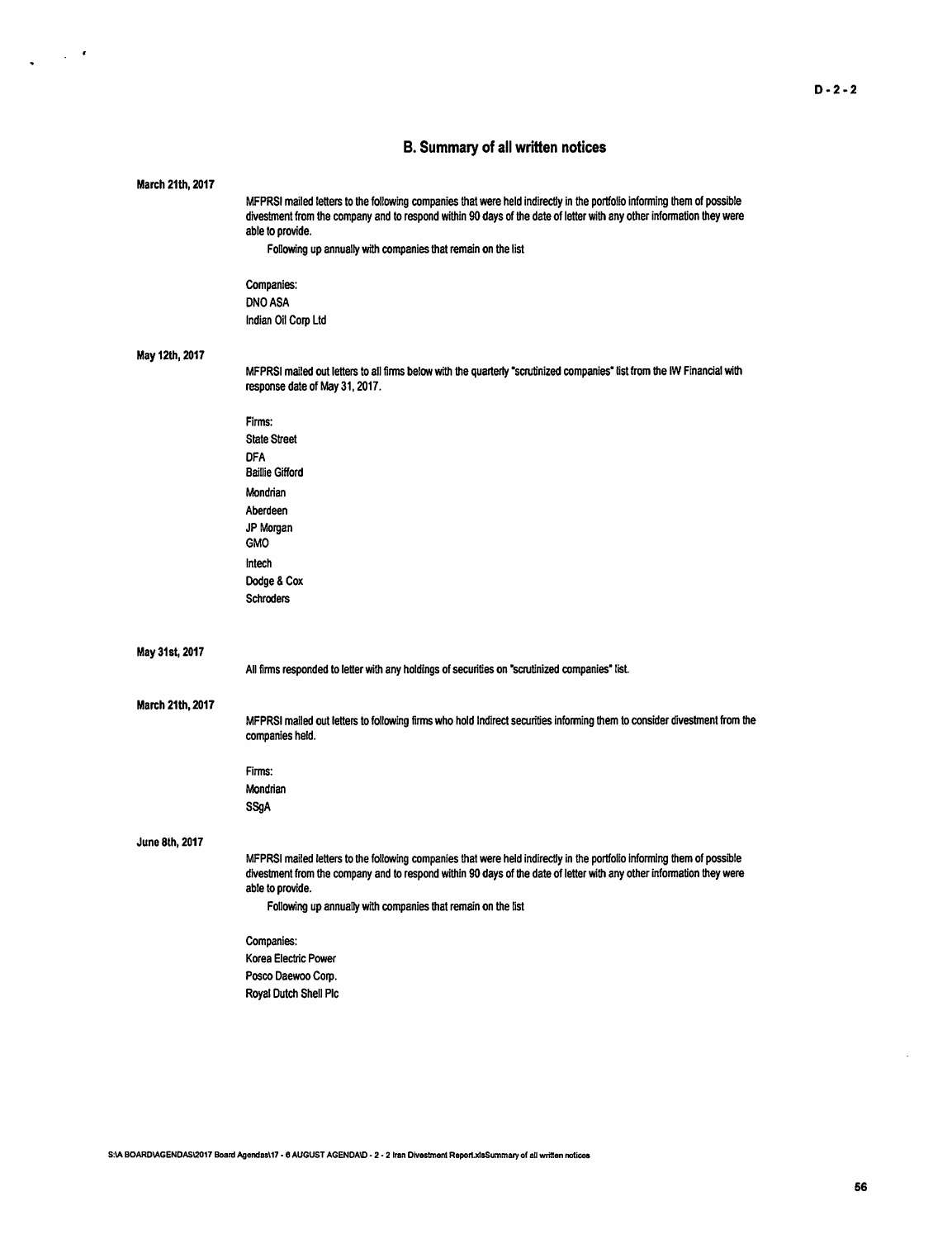## B. Summary of all written notices

**March 21th, 2017**

MFPRSI mailed letters to the following companies that were held indirectly in the portfolio informing them of possible divestment from the company and to respond within 90 days of the date of letter with any other information they were able to provide.

Following up annually with companies that remain on the list

Companies:
DNO ASA
Indian Oil Corp Ltd

**May 12th, 2017**

MFPRSI mailed out letters to all firms below with the quarterly "scrutinized companies" list from the IW Financial with response date of May 31, 2017.

Firms:
State Street
DFA
Baillie Gifford
Mondrian
Aberdeen
JP Morgan
GMO
Intech
Dodge & Cox
Schroders

**May 31st, 2017**

All firms responded to letter with any holdings of securities on "scrutinized companies" list.

**March 21th, 2017**

MFPRSI mailed out letters to following firms who hold Indirect securities informing them to consider divestment from the companies held.

Firms:
Mondrian
SSgA

**June 8th, 2017**

MFPRSI mailed letters to the following companies that were held indirectly in the portfolio informing them of possible divestment from the company and to respond within 90 days of the date of letter with any other information they were able to provide.

Following up annually with companies that remain on the list

Companies:
Korea Electric Power
Posco Daewoo Corp.
Royal Dutch Shell Plc

S:\A BOARD\AGENDAS\2017 Board Agendas\17 - 6 AUGUST AGENDA\D - 2 - 2 Iran Divestment Report.xlsSummary of all written notices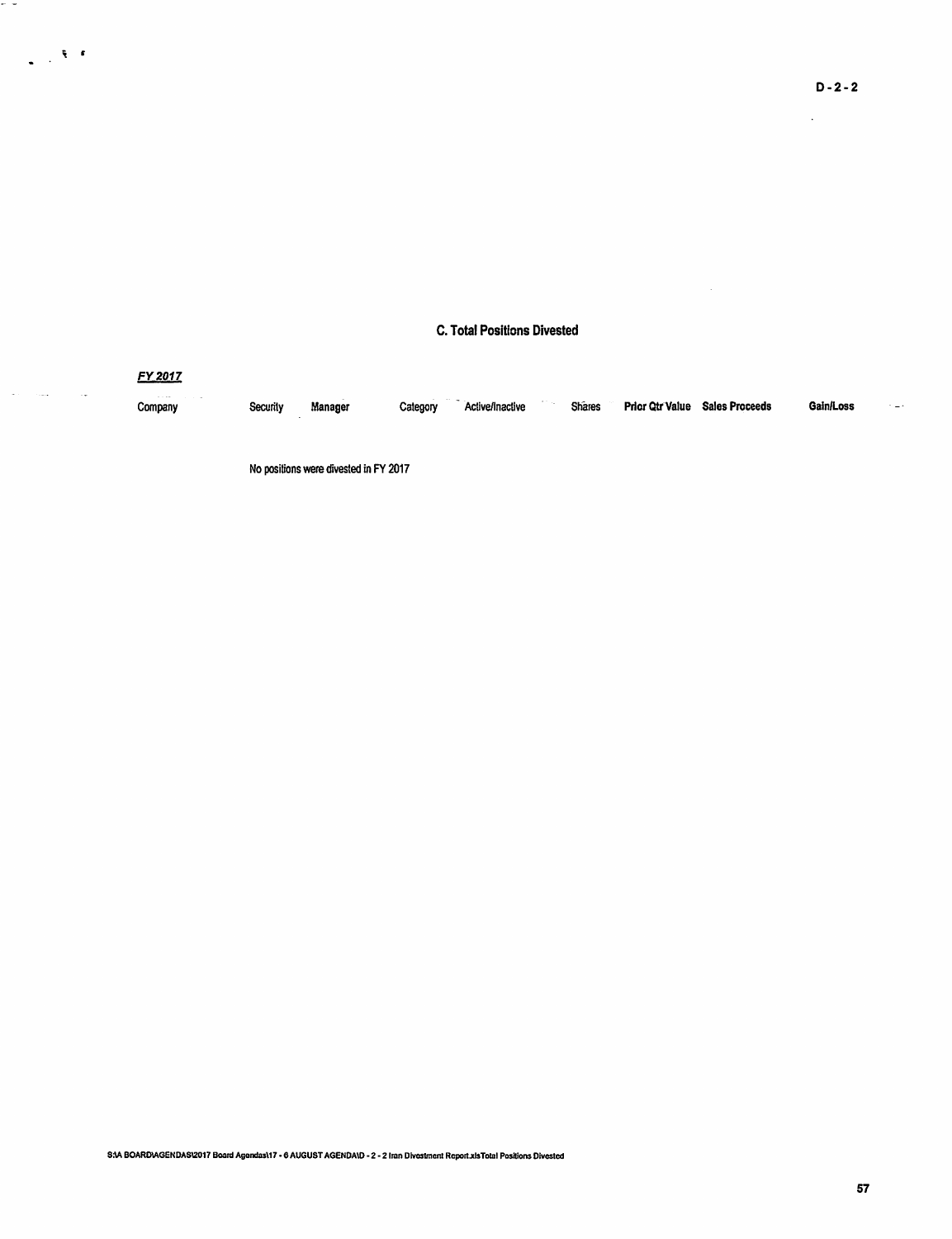D - 2 - 2

## C. Total Positions Divested

*FY 2017*

| Company | Security | Manager | Category | Active/Inactive | Shares | Prior Qtr Value | Sales Proceeds | Gain/Loss |
|---|---|---|---|---|---|---|---|---|

No positions were divested in FY 2017

S:\A BOARD\AGENDAS\2017 Board Agendas\17 - 6 AUGUST AGENDA\D - 2 - 2 Iran Divestment Report.xlsTotal Positions Divested